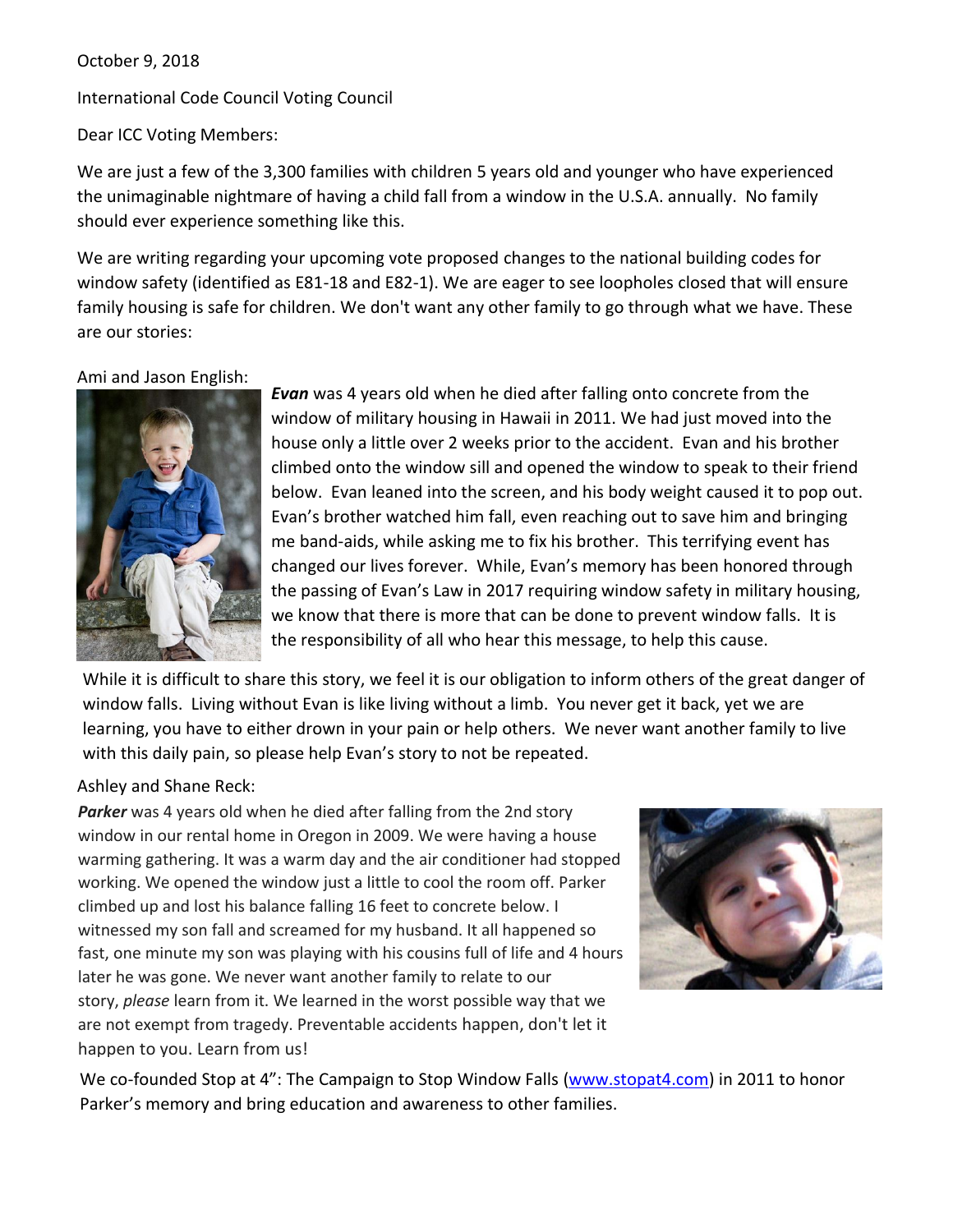October 9, 2018

International Code Council Voting Council

Dear ICC Voting Members:

We are just a few of the 3,300 families with children 5 years old and younger who have experienced the unimaginable nightmare of having a child fall from a window in the U.S.A. annually. No family should ever experience something like this.

We are writing regarding your upcoming vote proposed changes to the national building codes for window safety (identified as E81-18 and E82-1). We are eager to see loopholes closed that will ensure family housing is safe for children. We don't want any other family to go through what we have. These are our stories:

Ami and Jason English:

***Evan*** was 4 years old when he died after falling onto concrete from the window of military housing in Hawaii in 2011. We had just moved into the house only a little over 2 weeks prior to the accident. Evan and his brother climbed onto the window sill and opened the window to speak to their friend below. Evan leaned into the screen, and his body weight caused it to pop out. Evan's brother watched him fall, even reaching out to save him and bringing me band-aids, while asking me to fix his brother. This terrifying event has changed our lives forever. While, Evan's memory has been honored through the passing of Evan's Law in 2017 requiring window safety in military housing, we know that there is more that can be done to prevent window falls. It is the responsibility of all who hear this message, to help this cause.

While it is difficult to share this story, we feel it is our obligation to inform others of the great danger of window falls. Living without Evan is like living without a limb. You never get it back, yet we are learning, you have to either drown in your pain or help others. We never want another family to live with this daily pain, so please help Evan's story to not be repeated.

Ashley and Shane Reck:

***Parker*** was 4 years old when he died after falling from the 2nd story window in our rental home in Oregon in 2009. We were having a house warming gathering. It was a warm day and the air conditioner had stopped working. We opened the window just a little to cool the room off. Parker climbed up and lost his balance falling 16 feet to concrete below. I witnessed my son fall and screamed for my husband. It all happened so fast, one minute my son was playing with his cousins full of life and 4 hours later he was gone. We never want another family to relate to our story, *please* learn from it. We learned in the worst possible way that we are not exempt from tragedy. Preventable accidents happen, don't let it happen to you. Learn from us!

We co-founded Stop at 4": The Campaign to Stop Window Falls (www.stopat4.com) in 2011 to honor Parker's memory and bring education and awareness to other families.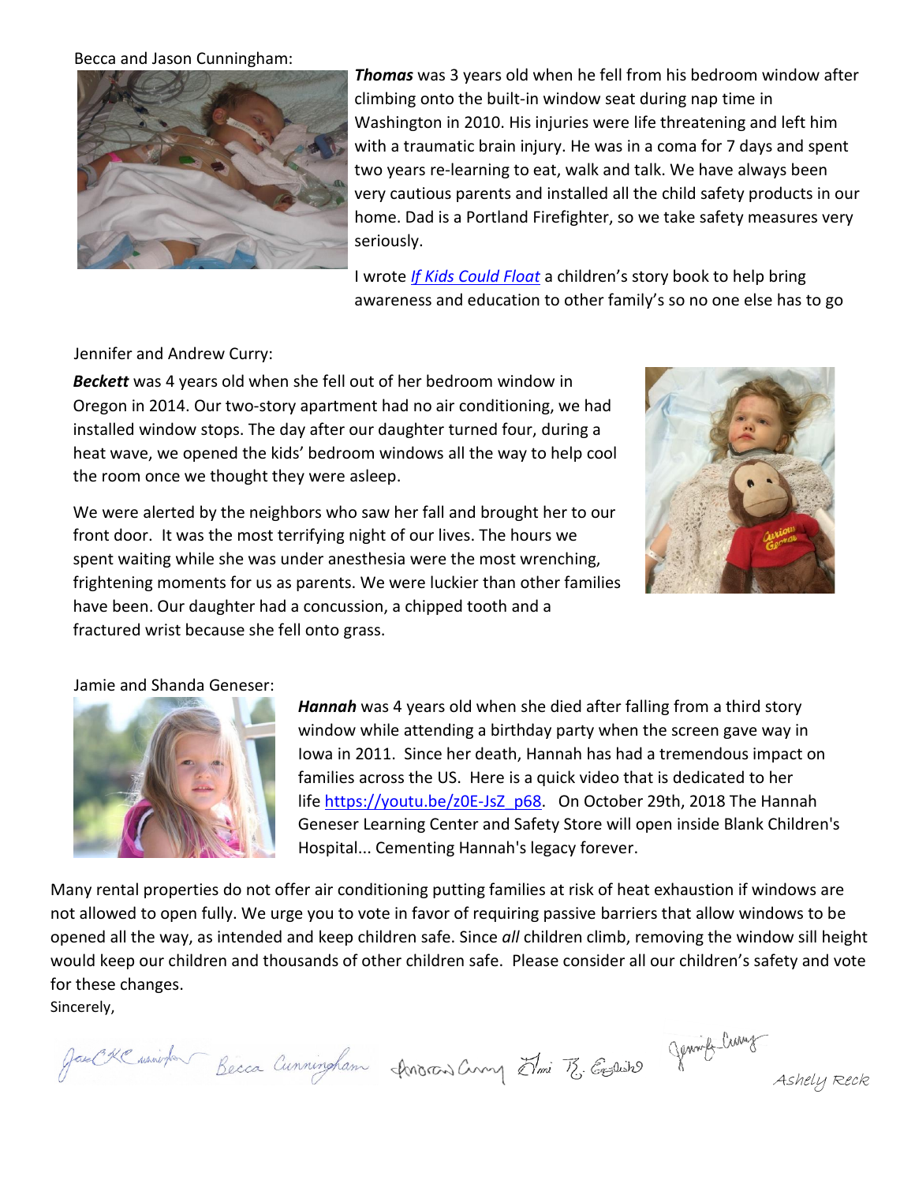Becca and Jason Cunningham:

***Thomas*** was 3 years old when he fell from his bedroom window after climbing onto the built-in window seat during nap time in Washington in 2010. His injuries were life threatening and left him with a traumatic brain injury. He was in a coma for 7 days and spent two years re-learning to eat, walk and talk. We have always been very cautious parents and installed all the child safety products in our home. Dad is a Portland Firefighter, so we take safety measures very seriously.

I wrote *If Kids Could Float* a children's story book to help bring awareness and education to other family's so no one else has to go

Jennifer and Andrew Curry:

***Beckett*** was 4 years old when she fell out of her bedroom window in Oregon in 2014. Our two-story apartment had no air conditioning, we had installed window stops. The day after our daughter turned four, during a heat wave, we opened the kids' bedroom windows all the way to help cool the room once we thought they were asleep.

We were alerted by the neighbors who saw her fall and brought her to our front door. It was the most terrifying night of our lives. The hours we spent waiting while she was under anesthesia were the most wrenching, frightening moments for us as parents. We were luckier than other families have been. Our daughter had a concussion, a chipped tooth and a fractured wrist because she fell onto grass.

Jamie and Shanda Geneser:

***Hannah*** was 4 years old when she died after falling from a third story window while attending a birthday party when the screen gave way in Iowa in 2011. Since her death, Hannah has had a tremendous impact on families across the US. Here is a quick video that is dedicated to her life https://youtu.be/z0E-JsZ_p68. On October 29th, 2018 The Hannah Geneser Learning Center and Safety Store will open inside Blank Children's Hospital... Cementing Hannah's legacy forever.

Many rental properties do not offer air conditioning putting families at risk of heat exhaustion if windows are not allowed to open fully. We urge you to vote in favor of requiring passive barriers that allow windows to be opened all the way, as intended and keep children safe. Since *all* children climb, removing the window sill height would keep our children and thousands of other children safe. Please consider all our children's safety and vote for these changes.

Sincerely,

Jason Cunningham Becca Cunningham Andrew Curry Tami R. English Jennifer Curry Ashely Reck